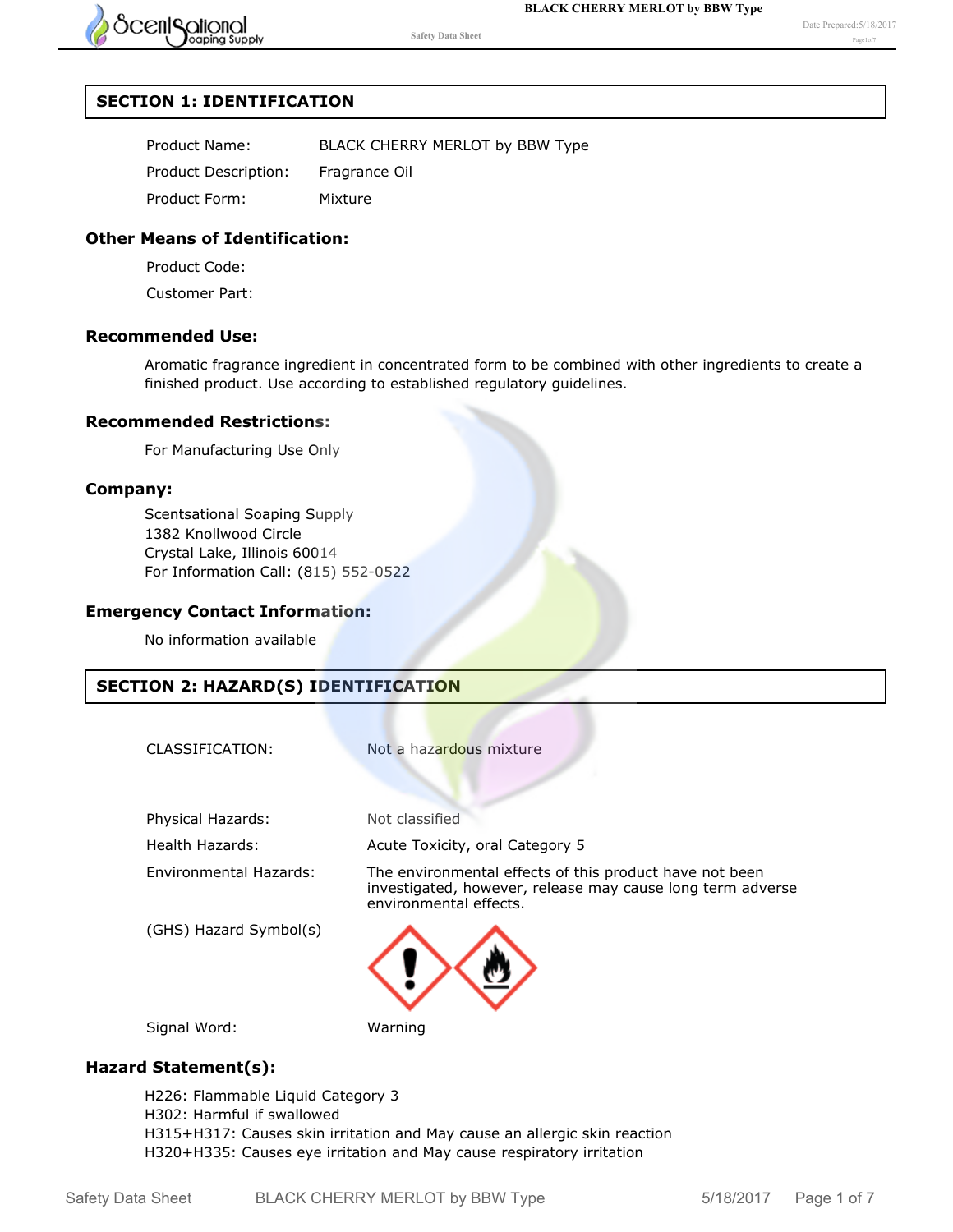## SECTION 1: IDENTIFICATION

| | |
|---|---|
| Product Name: | BLACK CHERRY MERLOT by BBW Type |
| Product Description: | Fragrance Oil |
| Product Form: | Mixture |

### Other Means of Identification:

Product Code:

Customer Part:

### Recommended Use:

Aromatic fragrance ingredient in concentrated form to be combined with other ingredients to create a finished product. Use according to established regulatory guidelines.

### Recommended Restrictions:

For Manufacturing Use Only

### Company:

Scentsational Soaping Supply
1382 Knollwood Circle
Crystal Lake, Illinois 60014
For Information Call: (815) 552-0522

### Emergency Contact Information:

No information available

## SECTION 2: HAZARD(S) IDENTIFICATION

| | |
|---|---|
| CLASSIFICATION: | Not a hazardous mixture |
| Physical Hazards: | Not classified |
| Health Hazards: | Acute Toxicity, oral Category 5 |
| Environmental Hazards: | The environmental effects of this product have not been investigated, however, release may cause long term adverse environmental effects. |
| (GHS) Hazard Symbol(s) | |
| Signal Word: | Warning |

### Hazard Statement(s):

H226: Flammable Liquid Category 3
H302: Harmful if swallowed
H315+H317: Causes skin irritation and May cause an allergic skin reaction
H320+H335: Causes eye irritation and May cause respiratory irritation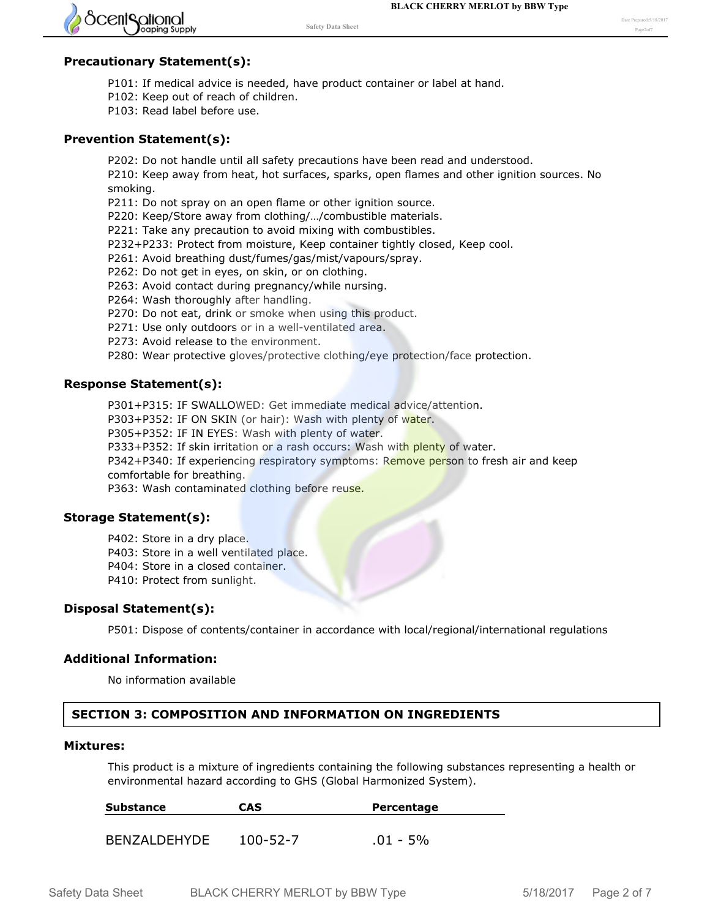### Precautionary Statement(s):

P101: If medical advice is needed, have product container or label at hand.
P102: Keep out of reach of children.
P103: Read label before use.

### Prevention Statement(s):

P202: Do not handle until all safety precautions have been read and understood.
P210: Keep away from heat, hot surfaces, sparks, open flames and other ignition sources. No smoking.
P211: Do not spray on an open flame or other ignition source.
P220: Keep/Store away from clothing/…/combustible materials.
P221: Take any precaution to avoid mixing with combustibles.
P232+P233: Protect from moisture, Keep container tightly closed, Keep cool.
P261: Avoid breathing dust/fumes/gas/mist/vapours/spray.
P262: Do not get in eyes, on skin, or on clothing.
P263: Avoid contact during pregnancy/while nursing.
P264: Wash thoroughly after handling.
P270: Do not eat, drink or smoke when using this product.
P271: Use only outdoors or in a well-ventilated area.
P273: Avoid release to the environment.
P280: Wear protective gloves/protective clothing/eye protection/face protection.

### Response Statement(s):

P301+P315: IF SWALLOWED: Get immediate medical advice/attention.
P303+P352: IF ON SKIN (or hair): Wash with plenty of water.
P305+P352: IF IN EYES: Wash with plenty of water.
P333+P352: If skin irritation or a rash occurs: Wash with plenty of water.
P342+P340: If experiencing respiratory symptoms: Remove person to fresh air and keep comfortable for breathing.
P363: Wash contaminated clothing before reuse.

### Storage Statement(s):

P402: Store in a dry place.
P403: Store in a well ventilated place.
P404: Store in a closed container.
P410: Protect from sunlight.

### Disposal Statement(s):

P501: Dispose of contents/container in accordance with local/regional/international regulations

### Additional Information:

No information available

## SECTION 3: COMPOSITION AND INFORMATION ON INGREDIENTS

### Mixtures:

This product is a mixture of ingredients containing the following substances representing a health or environmental hazard according to GHS (Global Harmonized System).

| Substance | CAS | Percentage |
|---|---|---|
| BENZALDEHYDE | 100-52-7 | .01 - 5% |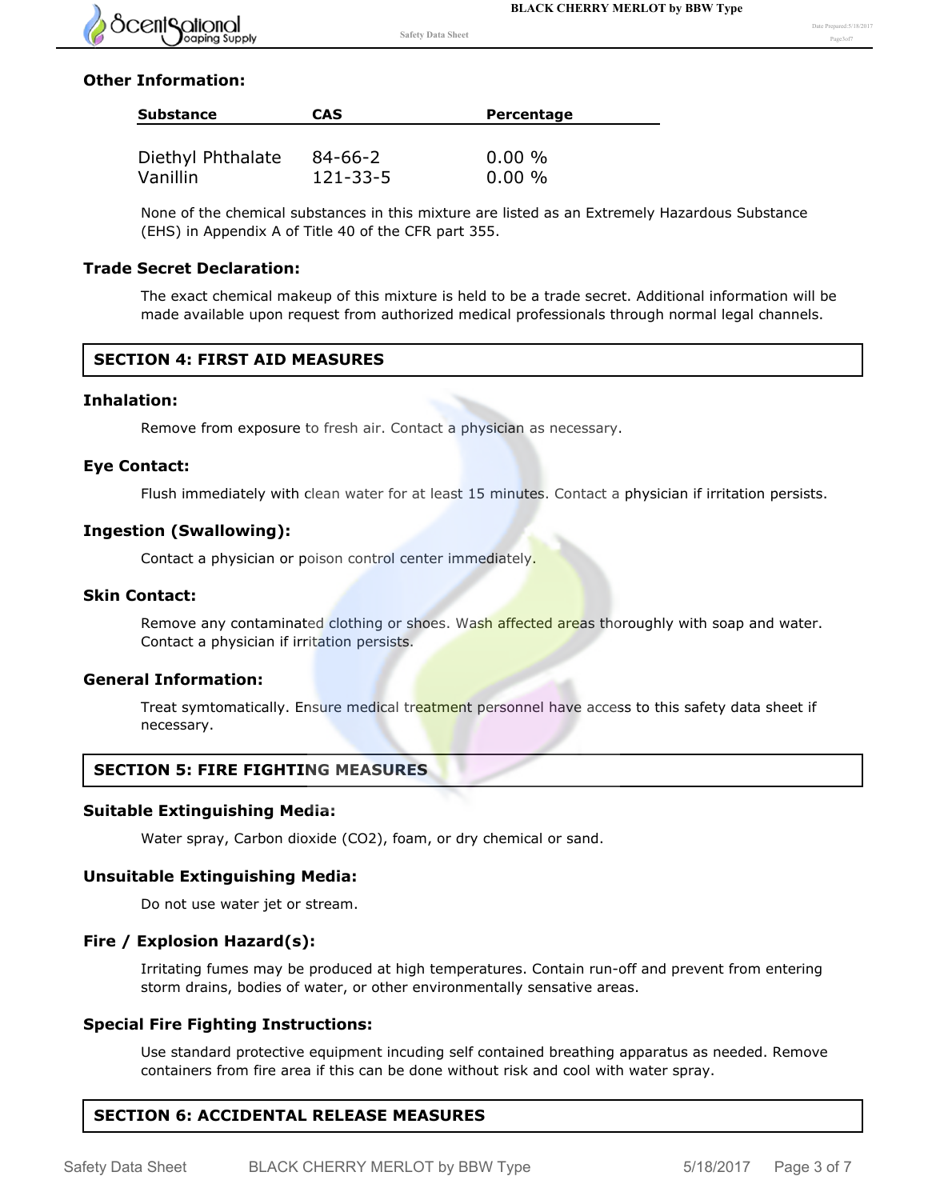### Other Information:

| Substance | CAS | Percentage |
|---|---|---|
| Diethyl Phthalate | 84-66-2 | 0.00 % |
| Vanillin | 121-33-5 | 0.00 % |

None of the chemical substances in this mixture are listed as an Extremely Hazardous Substance (EHS) in Appendix A of Title 40 of the CFR part 355.

### Trade Secret Declaration:

The exact chemical makeup of this mixture is held to be a trade secret. Additional information will be made available upon request from authorized medical professionals through normal legal channels.

## SECTION 4: FIRST AID MEASURES

### Inhalation:

Remove from exposure to fresh air. Contact a physician as necessary.

### Eye Contact:

Flush immediately with clean water for at least 15 minutes. Contact a physician if irritation persists.

### Ingestion (Swallowing):

Contact a physician or poison control center immediately.

### Skin Contact:

Remove any contaminated clothing or shoes. Wash affected areas thoroughly with soap and water. Contact a physician if irritation persists.

### General Information:

Treat symtomatically. Ensure medical treatment personnel have access to this safety data sheet if necessary.

## SECTION 5: FIRE FIGHTING MEASURES

### Suitable Extinguishing Media:

Water spray, Carbon dioxide ($CO_2$), foam, or dry chemical or sand.

### Unsuitable Extinguishing Media:

Do not use water jet or stream.

### Fire / Explosion Hazard(s):

Irritating fumes may be produced at high temperatures. Contain run-off and prevent from entering storm drains, bodies of water, or other environmentally sensative areas.

### Special Fire Fighting Instructions:

Use standard protective equipment incuding self contained breathing apparatus as needed. Remove containers from fire area if this can be done without risk and cool with water spray.

## SECTION 6: ACCIDENTAL RELEASE MEASURES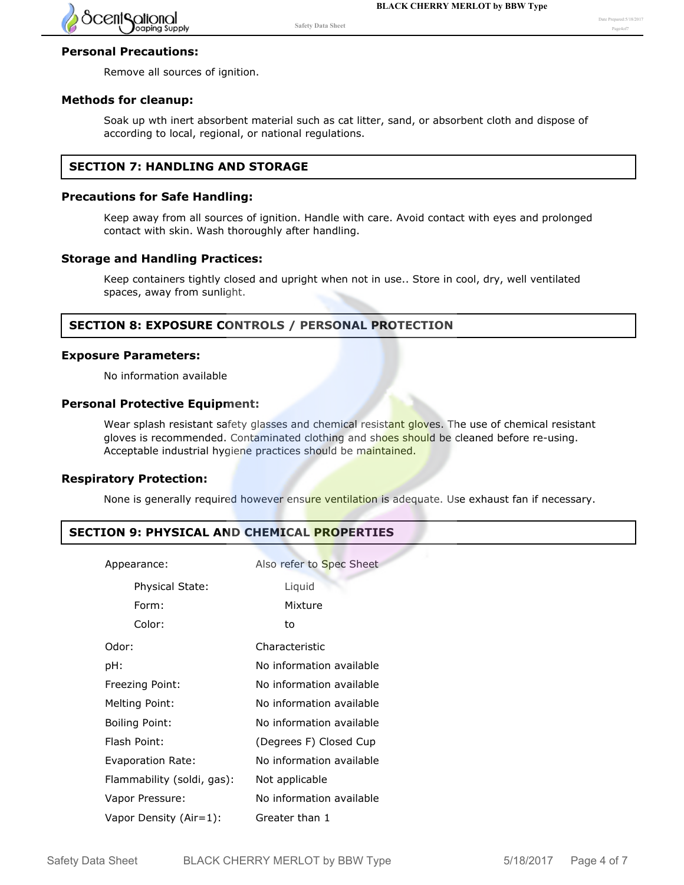### Personal Precautions:

Remove all sources of ignition.

### Methods for cleanup:

Soak up wth inert absorbent material such as cat litter, sand, or absorbent cloth and dispose of according to local, regional, or national regulations.

## SECTION 7: HANDLING AND STORAGE

### Precautions for Safe Handling:

Keep away from all sources of ignition. Handle with care. Avoid contact with eyes and prolonged contact with skin. Wash thoroughly after handling.

### Storage and Handling Practices:

Keep containers tightly closed and upright when not in use.. Store in cool, dry, well ventilated spaces, away from sunlight.

## SECTION 8: EXPOSURE CONTROLS / PERSONAL PROTECTION

### Exposure Parameters:

No information available

### Personal Protective Equipment:

Wear splash resistant safety glasses and chemical resistant gloves. The use of chemical resistant gloves is recommended. Contaminated clothing and shoes should be cleaned before re-using. Acceptable industrial hygiene practices should be maintained.

### Respiratory Protection:

None is generally required however ensure ventilation is adequate. Use exhaust fan if necessary.

## SECTION 9: PHYSICAL AND CHEMICAL PROPERTIES

| | |
|---|---|
| Appearance: | Also refer to Spec Sheet |
| Physical State: | Liquid |
| Form: | Mixture |
| Color: | to |
| Odor: | Characteristic |
| pH: | No information available |
| Freezing Point: | No information available |
| Melting Point: | No information available |
| Boiling Point: | No information available |
| Flash Point: | (Degrees F) Closed Cup |
| Evaporation Rate: | No information available |
| Flammability (soldi, gas): | Not applicable |
| Vapor Pressure: | No information available |
| Vapor Density (Air=1): | Greater than 1 |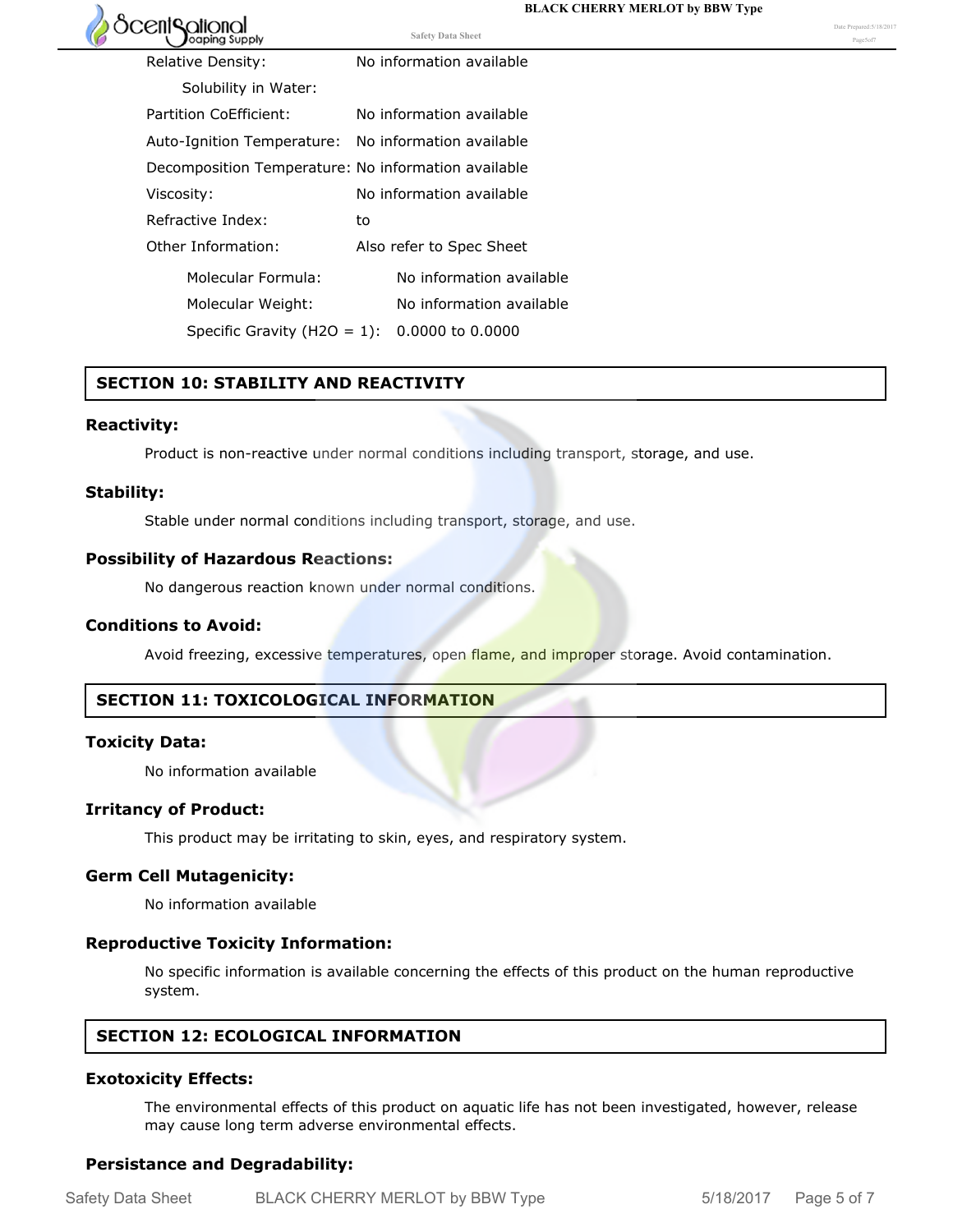| | |
|---|---|
| Relative Density: | No information available |
| Solubility in Water: | |
| Partition CoEfficient: | No information available |
| Auto-Ignition Temperature: | No information available |
| Decomposition Temperature: | No information available |
| Viscosity: | No information available |
| Refractive Index: | to |
| Other Information: | Also refer to Spec Sheet |

| | |
|---|---|
| Molecular Formula: | No information available |
| Molecular Weight: | No information available |
| Specific Gravity ($H_2O$ = 1): | 0.0000 to 0.0000 |

## SECTION 10: STABILITY AND REACTIVITY

### Reactivity:

Product is non-reactive under normal conditions including transport, storage, and use.

### Stability:

Stable under normal conditions including transport, storage, and use.

### Possibility of Hazardous Reactions:

No dangerous reaction known under normal conditions.

### Conditions to Avoid:

Avoid freezing, excessive temperatures, open flame, and improper storage. Avoid contamination.

## SECTION 11: TOXICOLOGICAL INFORMATION

### Toxicity Data:

No information available

### Irritancy of Product:

This product may be irritating to skin, eyes, and respiratory system.

### Germ Cell Mutagenicity:

No information available

### Reproductive Toxicity Information:

No specific information is available concerning the effects of this product on the human reproductive system.

## SECTION 12: ECOLOGICAL INFORMATION

### Exotoxicity Effects:

The environmental effects of this product on aquatic life has not been investigated, however, release may cause long term adverse environmental effects.

### Persistance and Degradability: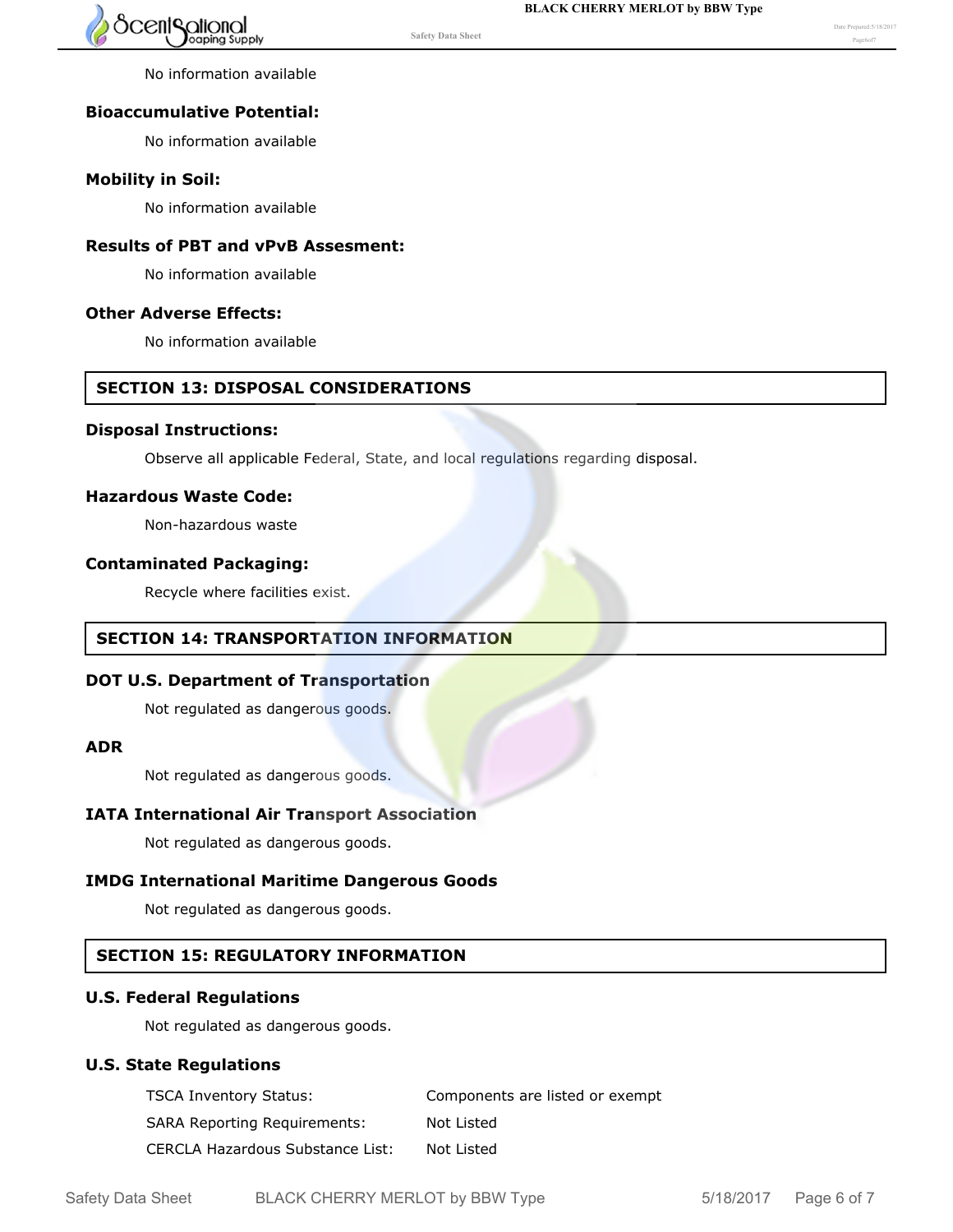No information available

### Bioaccumulative Potential:

No information available

### Mobility in Soil:

No information available

### Results of PBT and vPvB Assesment:

No information available

### Other Adverse Effects:

No information available

## SECTION 13: DISPOSAL CONSIDERATIONS

### Disposal Instructions:

Observe all applicable Federal, State, and local regulations regarding disposal.

### Hazardous Waste Code:

Non-hazardous waste

### Contaminated Packaging:

Recycle where facilities exist.

## SECTION 14: TRANSPORTATION INFORMATION

### DOT U.S. Department of Transportation

Not regulated as dangerous goods.

### ADR

Not regulated as dangerous goods.

### IATA International Air Transport Association

Not regulated as dangerous goods.

### IMDG International Maritime Dangerous Goods

Not regulated as dangerous goods.

## SECTION 15: REGULATORY INFORMATION

### U.S. Federal Regulations

Not regulated as dangerous goods.

### U.S. State Regulations

| | |
|---|---|
| TSCA Inventory Status: | Components are listed or exempt |
| SARA Reporting Requirements: | Not Listed |
| CERCLA Hazardous Substance List: | Not Listed |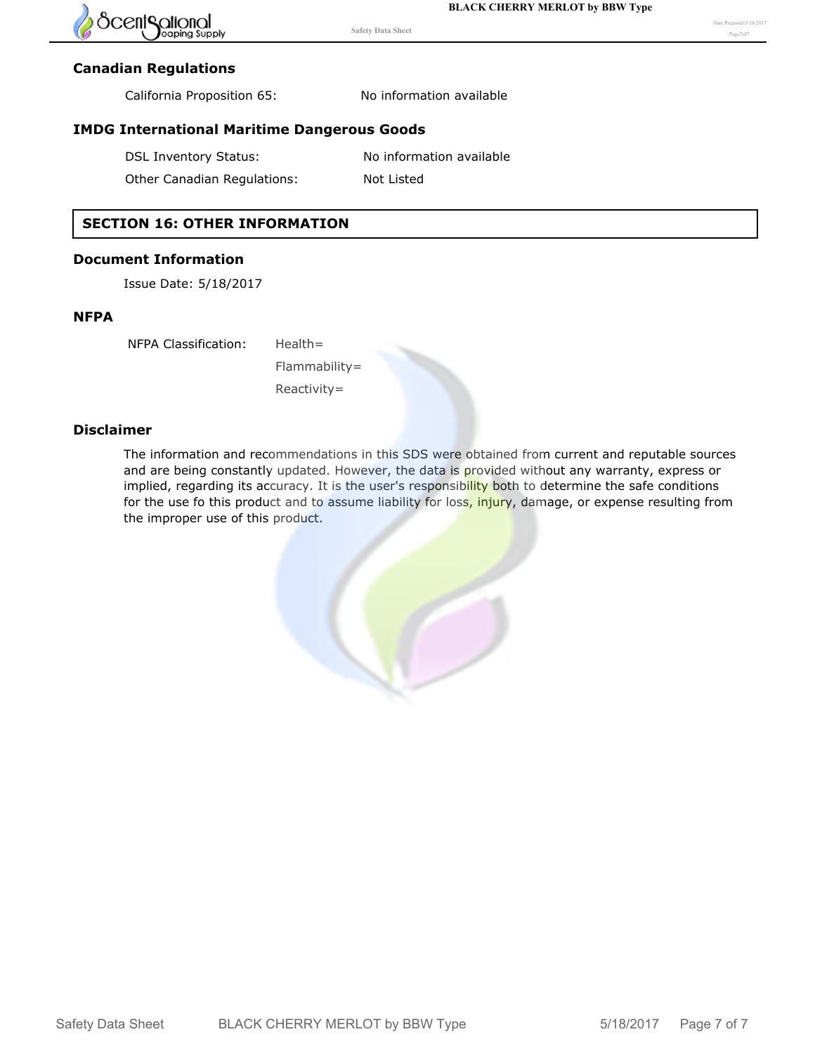### Canadian Regulations

California Proposition 65: No information available

### IMDG International Maritime Dangerous Goods

DSL Inventory Status: No information available

Other Canadian Regulations: Not Listed

## SECTION 16: OTHER INFORMATION

### Document Information

Issue Date: 5/18/2017

### NFPA

NFPA Classification: Health=

Flammability=

Reactivity=

### Disclaimer

The information and recommendations in this SDS were obtained from current and reputable sources and are being constantly updated. However, the data is provided without any warranty, express or implied, regarding its accuracy. It is the user's responsibility both to determine the safe conditions for the use fo this product and to assume liability for loss, injury, damage, or expense resulting from the improper use of this product.